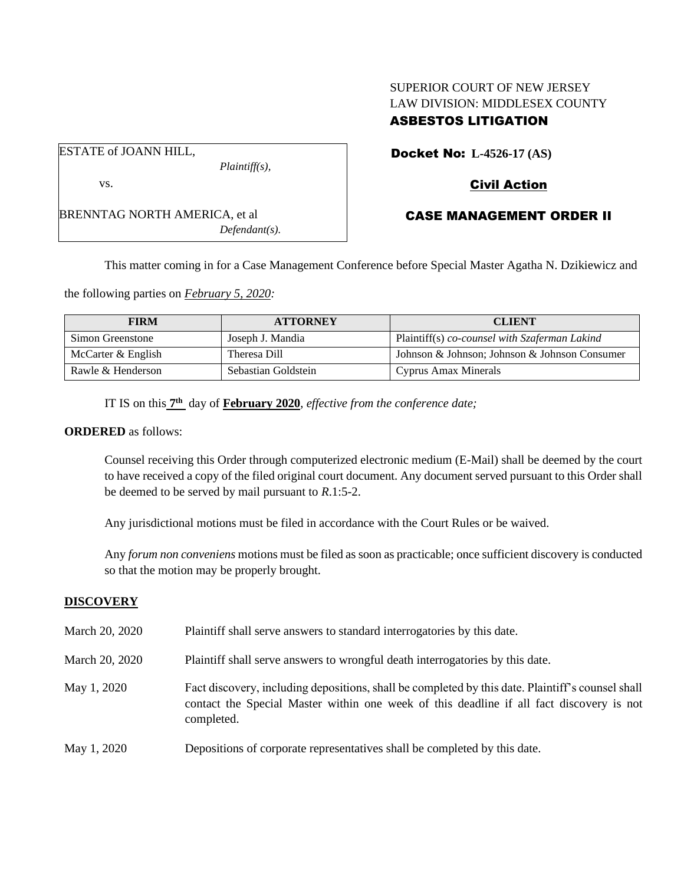SUPERIOR COURT OF NEW JERSEY
LAW DIVISION: MIDDLESEX COUNTY
**ASBESTOS LITIGATION**

ESTATE of JOANN HILL,
*Plaintiff(s),*

vs.

BRENNTAG NORTH AMERICA, et al
*Defendant(s).*

**Docket No: L-4526-17 (AS)**

**Civil Action**

**CASE MANAGEMENT ORDER II**

This matter coming in for a Case Management Conference before Special Master Agatha N. Dzikiewicz and the following parties on ***February 5, 2020:***

| FIRM | ATTORNEY | CLIENT |
|---|---|---|
| Simon Greenstone | Joseph J. Mandia | Plaintiff(s) *co-counsel with Szaferman Lakind* |
| McCarter & English | Theresa Dill | Johnson & Johnson; Johnson & Johnson Consumer |
| Rawle & Henderson | Sebastian Goldstein | Cyprus Amax Minerals |

IT IS on this **7th** day of **February 2020**, *effective from the conference date;*

**ORDERED** as follows:

Counsel receiving this Order through computerized electronic medium (E-Mail) shall be deemed by the court to have received a copy of the filed original court document. Any document served pursuant to this Order shall be deemed to be served by mail pursuant to *R*.1:5-2.

Any jurisdictional motions must be filed in accordance with the Court Rules or be waived.

Any *forum non conveniens* motions must be filed as soon as practicable; once sufficient discovery is conducted so that the motion may be properly brought.

## DISCOVERY

March 20, 2020 — Plaintiff shall serve answers to standard interrogatories by this date.

March 20, 2020 — Plaintiff shall serve answers to wrongful death interrogatories by this date.

May 1, 2020 — Fact discovery, including depositions, shall be completed by this date. Plaintiff's counsel shall contact the Special Master within one week of this deadline if all fact discovery is not completed.

May 1, 2020 — Depositions of corporate representatives shall be completed by this date.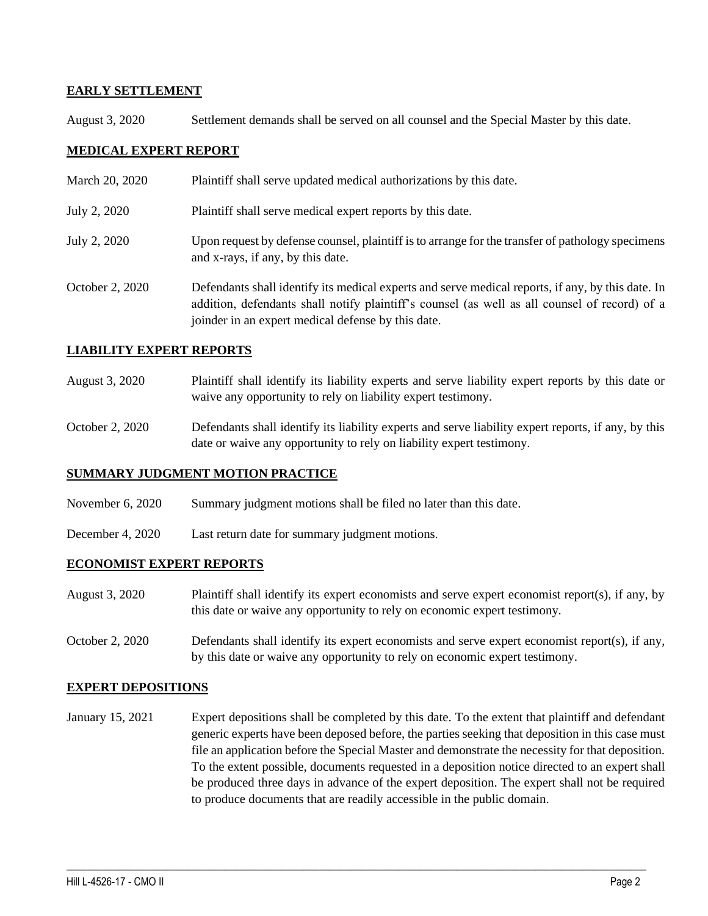## EARLY SETTLEMENT

| | |
|---|---|
| August 3, 2020 | Settlement demands shall be served on all counsel and the Special Master by this date. |

## MEDICAL EXPERT REPORT

| | |
|---|---|
| March 20, 2020 | Plaintiff shall serve updated medical authorizations by this date. |
| July 2, 2020 | Plaintiff shall serve medical expert reports by this date. |
| July 2, 2020 | Upon request by defense counsel, plaintiff is to arrange for the transfer of pathology specimens and x-rays, if any, by this date. |
| October 2, 2020 | Defendants shall identify its medical experts and serve medical reports, if any, by this date. In addition, defendants shall notify plaintiff's counsel (as well as all counsel of record) of a joinder in an expert medical defense by this date. |

## LIABILITY EXPERT REPORTS

| | |
|---|---|
| August 3, 2020 | Plaintiff shall identify its liability experts and serve liability expert reports by this date or waive any opportunity to rely on liability expert testimony. |
| October 2, 2020 | Defendants shall identify its liability experts and serve liability expert reports, if any, by this date or waive any opportunity to rely on liability expert testimony. |

## SUMMARY JUDGMENT MOTION PRACTICE

| | |
|---|---|
| November 6, 2020 | Summary judgment motions shall be filed no later than this date. |
| December 4, 2020 | Last return date for summary judgment motions. |

## ECONOMIST EXPERT REPORTS

| | |
|---|---|
| August 3, 2020 | Plaintiff shall identify its expert economists and serve expert economist report(s), if any, by this date or waive any opportunity to rely on economic expert testimony. |
| October 2, 2020 | Defendants shall identify its expert economists and serve expert economist report(s), if any, by this date or waive any opportunity to rely on economic expert testimony. |

## EXPERT DEPOSITIONS

| | |
|---|---|
| January 15, 2021 | Expert depositions shall be completed by this date. To the extent that plaintiff and defendant generic experts have been deposed before, the parties seeking that deposition in this case must file an application before the Special Master and demonstrate the necessity for that deposition. To the extent possible, documents requested in a deposition notice directed to an expert shall be produced three days in advance of the expert deposition. The expert shall not be required to produce documents that are readily accessible in the public domain. |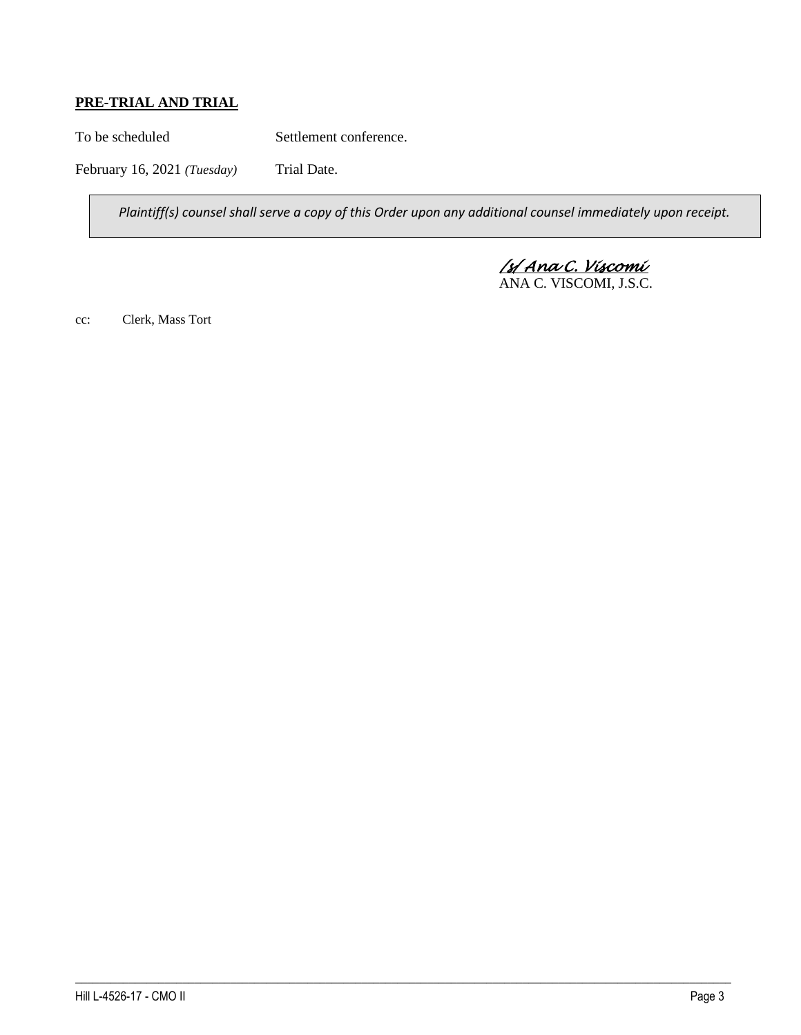**PRE-TRIAL AND TRIAL**

| | |
|---|---|
| To be scheduled | Settlement conference. |
| February 16, 2021 *(Tuesday)* | Trial Date. |

*Plaintiff(s) counsel shall serve a copy of this Order upon any additional counsel immediately upon receipt.*

*/s/ Ana C. Viscomi*
ANA C. VISCOMI, J.S.C.

cc: Clerk, Mass Tort